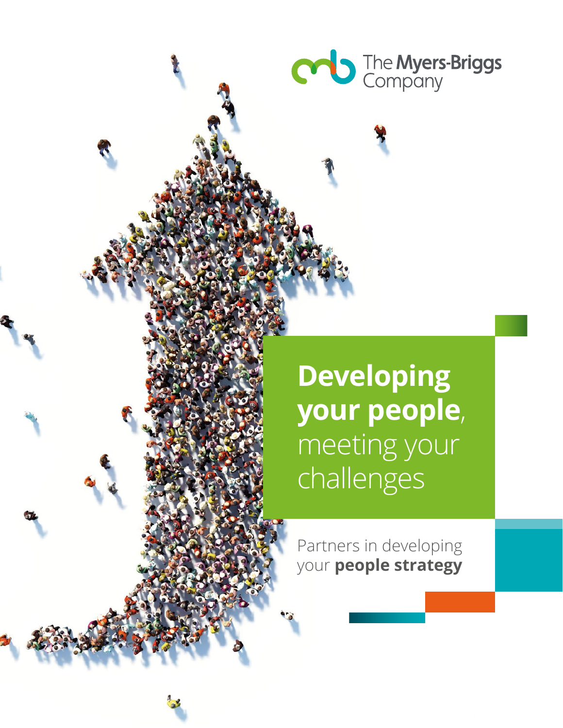The Myers-Briggs Company

# **Developing your people**, meeting your challenges

Partners in developing your **people strategy**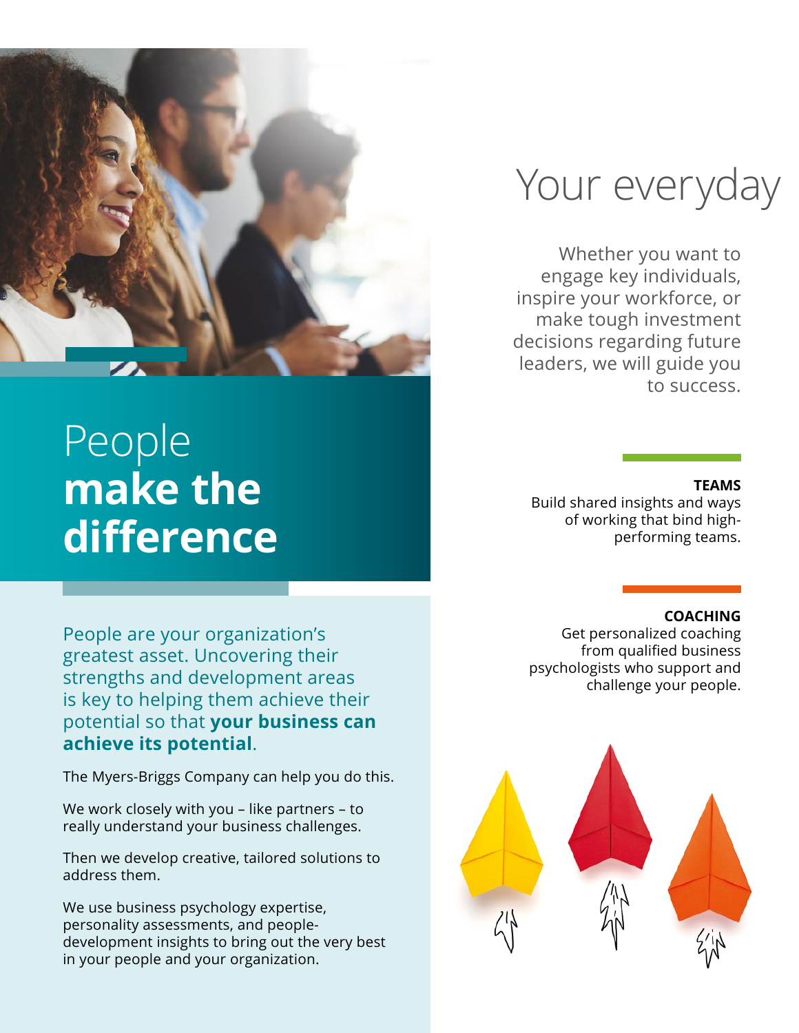# People **make the difference**

People are your organization's greatest asset. Uncovering their strengths and development areas is key to helping them achieve their potential so that **your business can achieve its potential**.

The Myers-Briggs Company can help you do this.

We work closely with you – like partners – to really understand your business challenges.

Then we develop creative, tailored solutions to address them.

We use business psychology expertise, personality assessments, and people-development insights to bring out the very best in your people and your organization.

## Your everyday

Whether you want to engage key individuals, inspire your workforce, or make tough investment decisions regarding future leaders, we will guide you to success.

**TEAMS**

Build shared insights and ways of working that bind high-performing teams.

**COACHING**

Get personalized coaching from qualified business psychologists who support and challenge your people.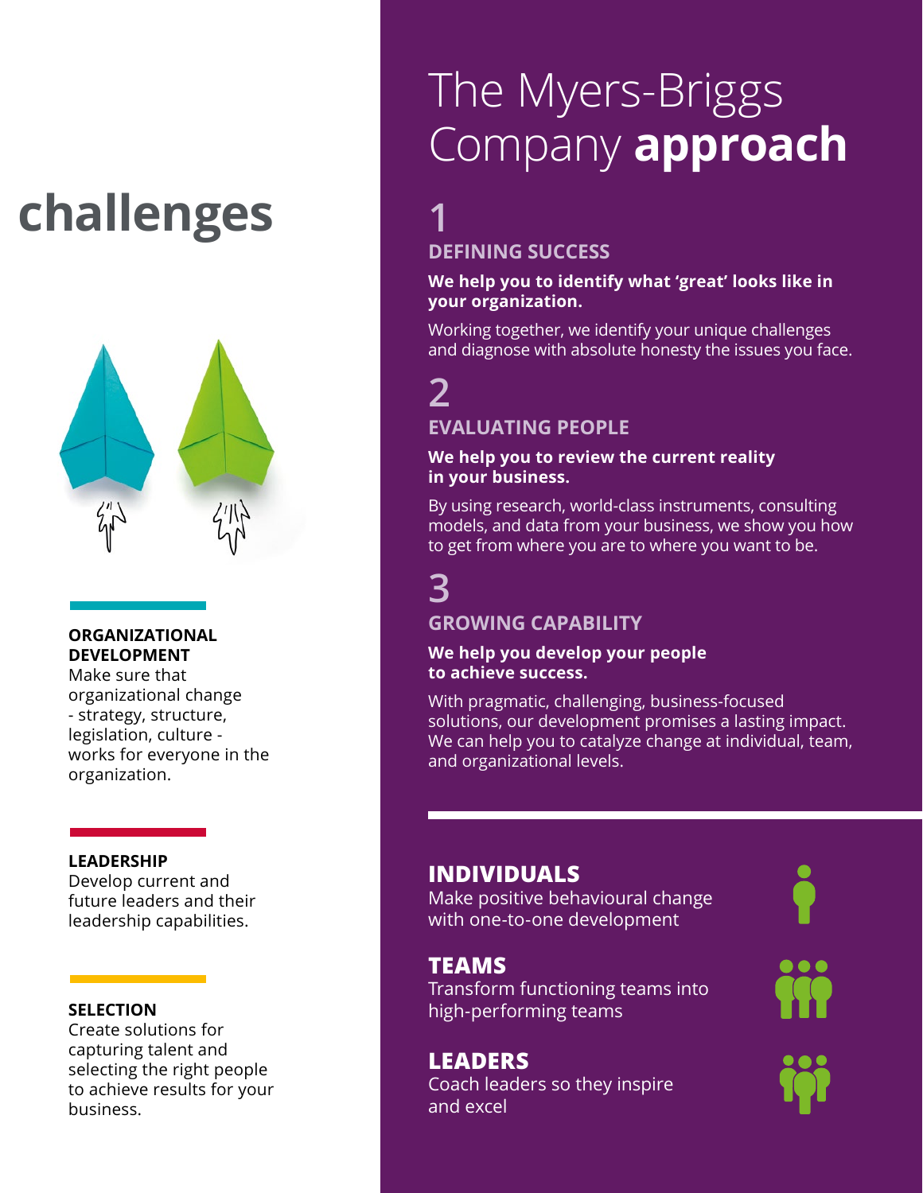# challenges

**ORGANIZATIONAL DEVELOPMENT**
Make sure that organizational change - strategy, structure, legislation, culture - works for everyone in the organization.

**LEADERSHIP**
Develop current and future leaders and their leadership capabilities.

**SELECTION**
Create solutions for capturing talent and selecting the right people to achieve results for your business.

# The Myers-Briggs Company **approach**

## 1 DEFINING SUCCESS

**We help you to identify what 'great' looks like in your organization.**

Working together, we identify your unique challenges and diagnose with absolute honesty the issues you face.

## 2 EVALUATING PEOPLE

**We help you to review the current reality in your business.**

By using research, world-class instruments, consulting models, and data from your business, we show you how to get from where you are to where you want to be.

## 3 GROWING CAPABILITY

**We help you develop your people to achieve success.**

With pragmatic, challenging, business-focused solutions, our development promises a lasting impact. We can help you to catalyze change at individual, team, and organizational levels.

### INDIVIDUALS
Make positive behavioural change with one-to-one development

### TEAMS
Transform functioning teams into high-performing teams

### LEADERS
Coach leaders so they inspire and excel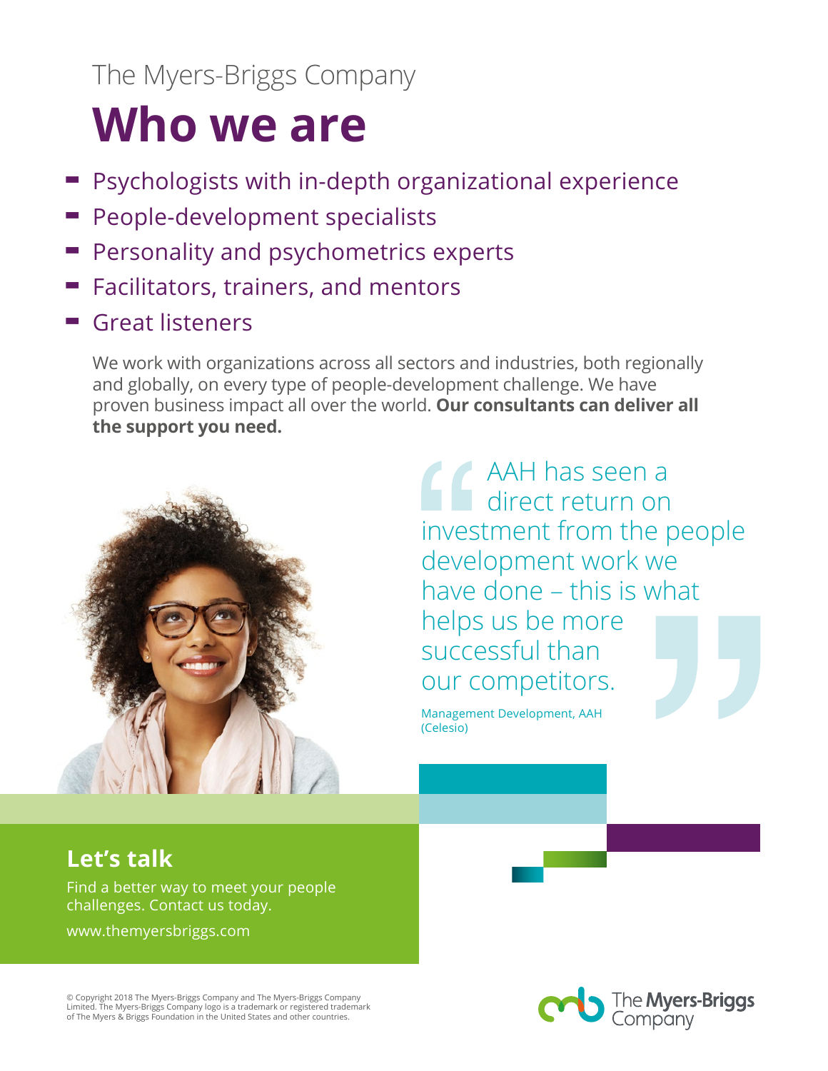The Myers-Briggs Company

# Who we are

- Psychologists with in-depth organizational experience
- People-development specialists
- Personality and psychometrics experts
- Facilitators, trainers, and mentors
- Great listeners

We work with organizations across all sectors and industries, both regionally and globally, on every type of people-development challenge. We have proven business impact all over the world. **Our consultants can deliver all the support you need.**

> AAH has seen a direct return on investment from the people development work we have done – this is what helps us be more successful than our competitors.
>
> Management Development, AAH (Celesio)

## Let's talk

Find a better way to meet your people challenges. Contact us today.

www.themyersbriggs.com

© Copyright 2018 The Myers-Briggs Company and The Myers-Briggs Company Limited. The Myers-Briggs Company logo is a trademark or registered trademark of The Myers & Briggs Foundation in the United States and other countries.

The Myers-Briggs Company